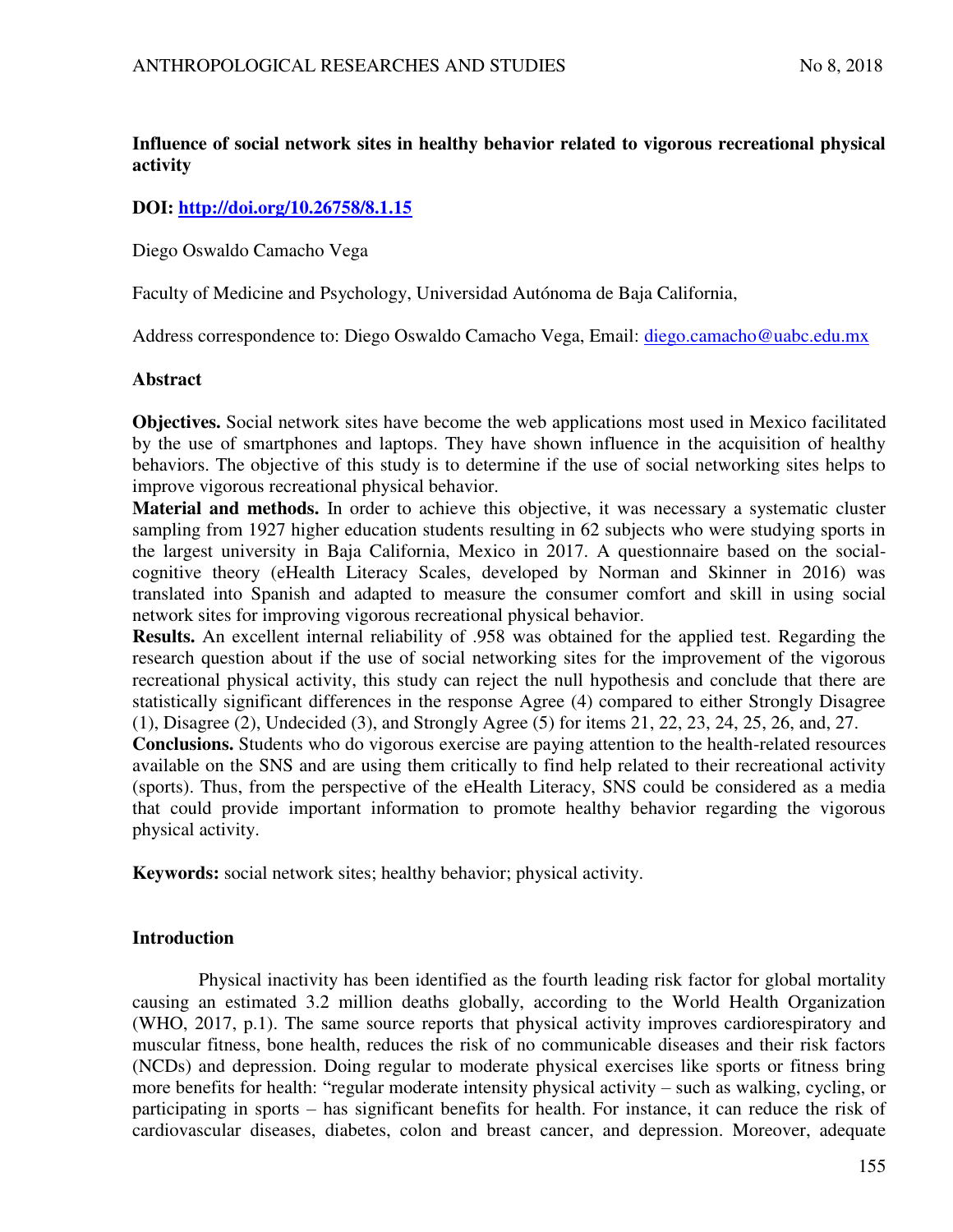# Influence of social network sites in healthy behavior related to vigorous recreational physical activity

**DOI: http://doi.org/10.26758/8.1.15**

Diego Oswaldo Camacho Vega

Faculty of Medicine and Psychology, Universidad Autónoma de Baja California,

Address correspondence to: Diego Oswaldo Camacho Vega, Email: diego.camacho@uabc.edu.mx

## Abstract

**Objectives.** Social network sites have become the web applications most used in Mexico facilitated by the use of smartphones and laptops. They have shown influence in the acquisition of healthy behaviors. The objective of this study is to determine if the use of social networking sites helps to improve vigorous recreational physical behavior.

**Material and methods.** In order to achieve this objective, it was necessary a systematic cluster sampling from 1927 higher education students resulting in 62 subjects who were studying sports in the largest university in Baja California, Mexico in 2017. A questionnaire based on the social-cognitive theory (eHealth Literacy Scales, developed by Norman and Skinner in 2016) was translated into Spanish and adapted to measure the consumer comfort and skill in using social network sites for improving vigorous recreational physical behavior.

**Results.** An excellent internal reliability of .958 was obtained for the applied test. Regarding the research question about if the use of social networking sites for the improvement of the vigorous recreational physical activity, this study can reject the null hypothesis and conclude that there are statistically significant differences in the response Agree (4) compared to either Strongly Disagree (1), Disagree (2), Undecided (3), and Strongly Agree (5) for items 21, 22, 23, 24, 25, 26, and, 27.

**Conclusions.** Students who do vigorous exercise are paying attention to the health-related resources available on the SNS and are using them critically to find help related to their recreational activity (sports). Thus, from the perspective of the eHealth Literacy, SNS could be considered as a media that could provide important information to promote healthy behavior regarding the vigorous physical activity.

**Keywords:** social network sites; healthy behavior; physical activity.

## Introduction

Physical inactivity has been identified as the fourth leading risk factor for global mortality causing an estimated 3.2 million deaths globally, according to the World Health Organization (WHO, 2017, p.1). The same source reports that physical activity improves cardiorespiratory and muscular fitness, bone health, reduces the risk of no communicable diseases and their risk factors (NCDs) and depression. Doing regular to moderate physical exercises like sports or fitness bring more benefits for health: "regular moderate intensity physical activity – such as walking, cycling, or participating in sports – has significant benefits for health. For instance, it can reduce the risk of cardiovascular diseases, diabetes, colon and breast cancer, and depression. Moreover, adequate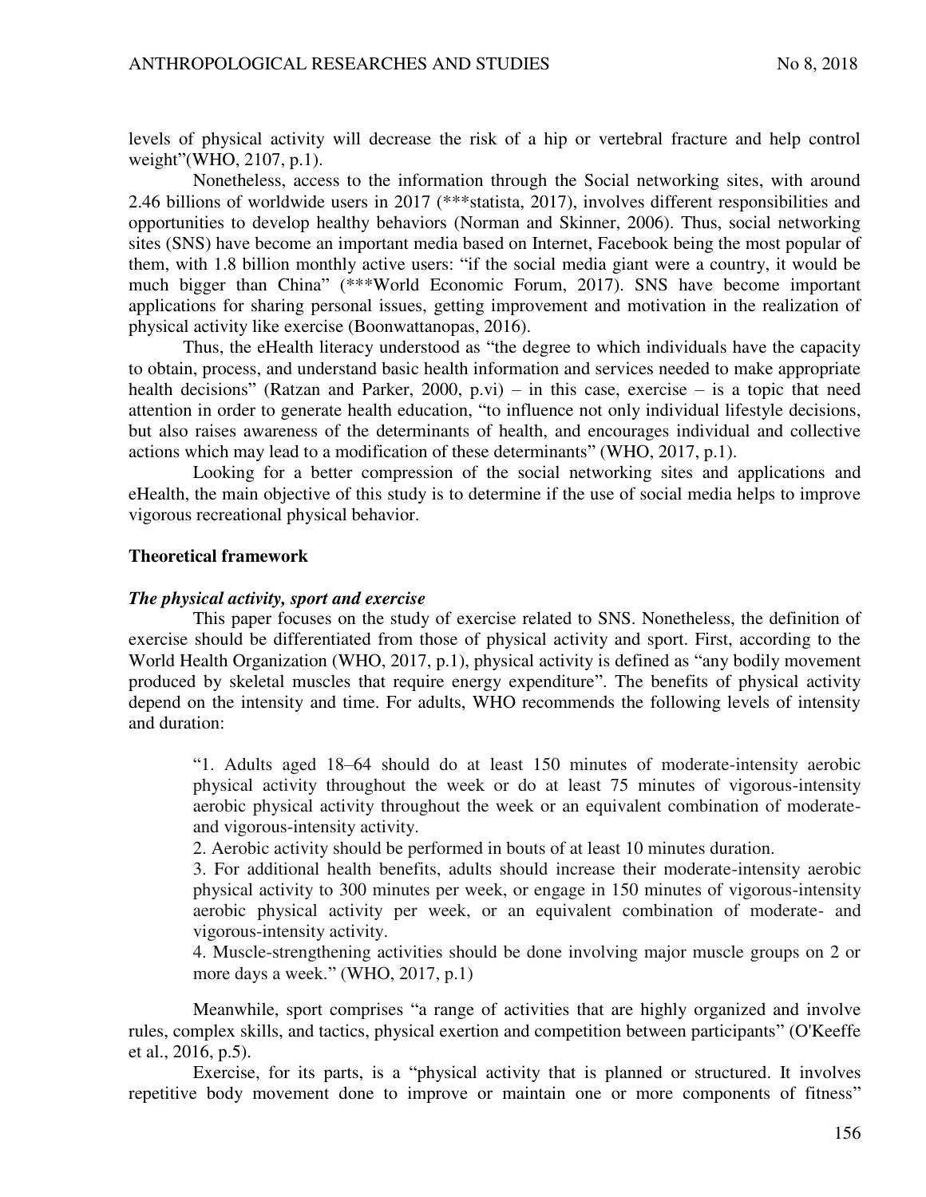levels of physical activity will decrease the risk of a hip or vertebral fracture and help control weight"(WHO, 2107, p.1).

Nonetheless, access to the information through the Social networking sites, with around 2.46 billions of worldwide users in 2017 (***statista, 2017), involves different responsibilities and opportunities to develop healthy behaviors (Norman and Skinner, 2006). Thus, social networking sites (SNS) have become an important media based on Internet, Facebook being the most popular of them, with 1.8 billion monthly active users: "if the social media giant were a country, it would be much bigger than China" (***World Economic Forum, 2017). SNS have become important applications for sharing personal issues, getting improvement and motivation in the realization of physical activity like exercise (Boonwattanopas, 2016).

Thus, the eHealth literacy understood as "the degree to which individuals have the capacity to obtain, process, and understand basic health information and services needed to make appropriate health decisions" (Ratzan and Parker, 2000, p.vi) – in this case, exercise – is a topic that need attention in order to generate health education, "to influence not only individual lifestyle decisions, but also raises awareness of the determinants of health, and encourages individual and collective actions which may lead to a modification of these determinants" (WHO, 2017, p.1).

Looking for a better compression of the social networking sites and applications and eHealth, the main objective of this study is to determine if the use of social media helps to improve vigorous recreational physical behavior.

**Theoretical framework**

***The physical activity, sport and exercise***

This paper focuses on the study of exercise related to SNS. Nonetheless, the definition of exercise should be differentiated from those of physical activity and sport. First, according to the World Health Organization (WHO, 2017, p.1), physical activity is defined as "any bodily movement produced by skeletal muscles that require energy expenditure". The benefits of physical activity depend on the intensity and time. For adults, WHO recommends the following levels of intensity and duration:

> "1. Adults aged 18–64 should do at least 150 minutes of moderate-intensity aerobic physical activity throughout the week or do at least 75 minutes of vigorous-intensity aerobic physical activity throughout the week or an equivalent combination of moderate- and vigorous-intensity activity.
>
> 2. Aerobic activity should be performed in bouts of at least 10 minutes duration.
>
> 3. For additional health benefits, adults should increase their moderate-intensity aerobic physical activity to 300 minutes per week, or engage in 150 minutes of vigorous-intensity aerobic physical activity per week, or an equivalent combination of moderate- and vigorous-intensity activity.
>
> 4. Muscle-strengthening activities should be done involving major muscle groups on 2 or more days a week." (WHO, 2017, p.1)

Meanwhile, sport comprises "a range of activities that are highly organized and involve rules, complex skills, and tactics, physical exertion and competition between participants" (O'Keeffe et al., 2016, p.5).

Exercise, for its parts, is a "physical activity that is planned or structured. It involves repetitive body movement done to improve or maintain one or more components of fitness"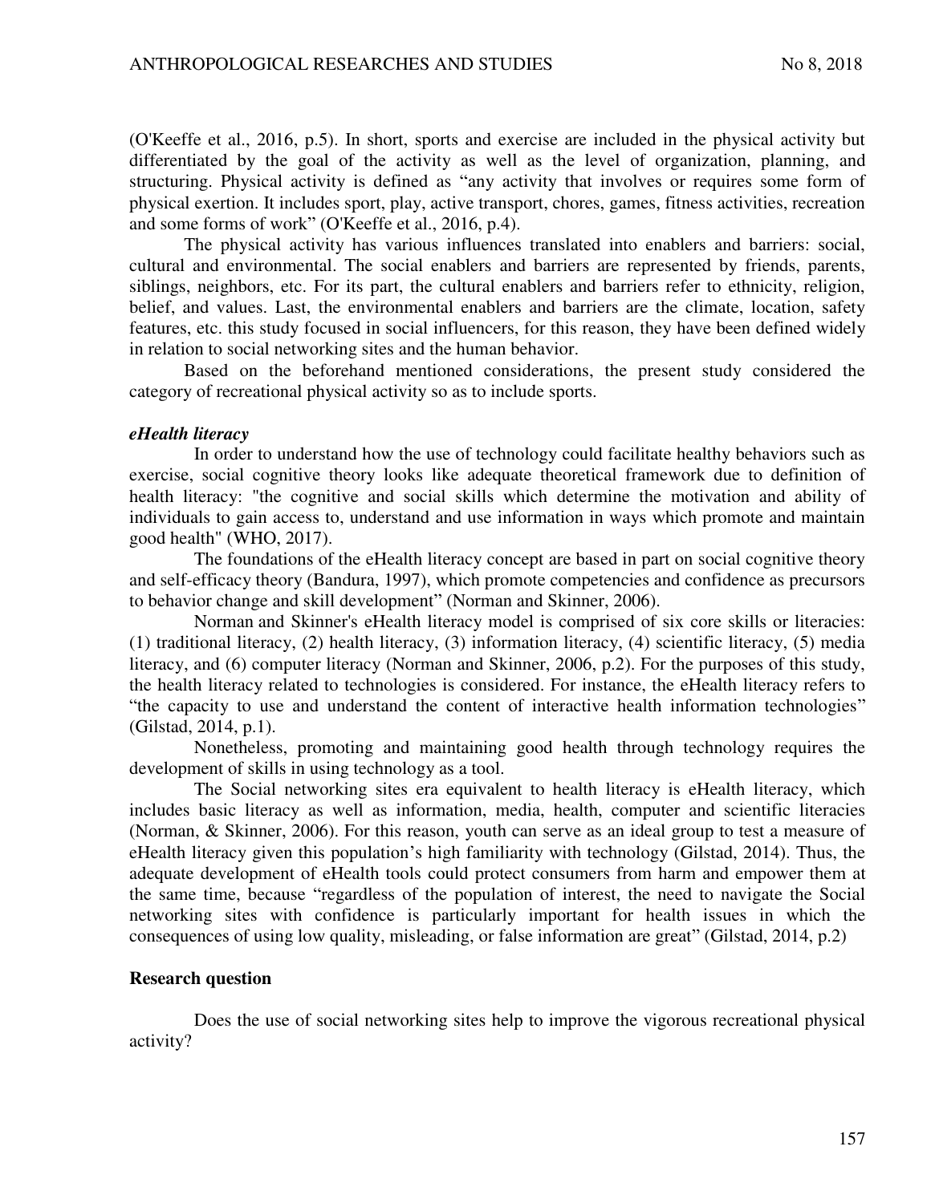(O'Keeffe et al., 2016, p.5). In short, sports and exercise are included in the physical activity but differentiated by the goal of the activity as well as the level of organization, planning, and structuring. Physical activity is defined as "any activity that involves or requires some form of physical exertion. It includes sport, play, active transport, chores, games, fitness activities, recreation and some forms of work" (O'Keeffe et al., 2016, p.4).

The physical activity has various influences translated into enablers and barriers: social, cultural and environmental. The social enablers and barriers are represented by friends, parents, siblings, neighbors, etc. For its part, the cultural enablers and barriers refer to ethnicity, religion, belief, and values. Last, the environmental enablers and barriers are the climate, location, safety features, etc. this study focused in social influencers, for this reason, they have been defined widely in relation to social networking sites and the human behavior.

Based on the beforehand mentioned considerations, the present study considered the category of recreational physical activity so as to include sports.

### *eHealth literacy*

In order to understand how the use of technology could facilitate healthy behaviors such as exercise, social cognitive theory looks like adequate theoretical framework due to definition of health literacy: "the cognitive and social skills which determine the motivation and ability of individuals to gain access to, understand and use information in ways which promote and maintain good health" (WHO, 2017).

The foundations of the eHealth literacy concept are based in part on social cognitive theory and self-efficacy theory (Bandura, 1997), which promote competencies and confidence as precursors to behavior change and skill development" (Norman and Skinner, 2006).

Norman and Skinner's eHealth literacy model is comprised of six core skills or literacies: (1) traditional literacy, (2) health literacy, (3) information literacy, (4) scientific literacy, (5) media literacy, and (6) computer literacy (Norman and Skinner, 2006, p.2). For the purposes of this study, the health literacy related to technologies is considered. For instance, the eHealth literacy refers to "the capacity to use and understand the content of interactive health information technologies" (Gilstad, 2014, p.1).

Nonetheless, promoting and maintaining good health through technology requires the development of skills in using technology as a tool.

The Social networking sites era equivalent to health literacy is eHealth literacy, which includes basic literacy as well as information, media, health, computer and scientific literacies (Norman, & Skinner, 2006). For this reason, youth can serve as an ideal group to test a measure of eHealth literacy given this population's high familiarity with technology (Gilstad, 2014). Thus, the adequate development of eHealth tools could protect consumers from harm and empower them at the same time, because "regardless of the population of interest, the need to navigate the Social networking sites with confidence is particularly important for health issues in which the consequences of using low quality, misleading, or false information are great" (Gilstad, 2014, p.2)

## Research question

Does the use of social networking sites help to improve the vigorous recreational physical activity?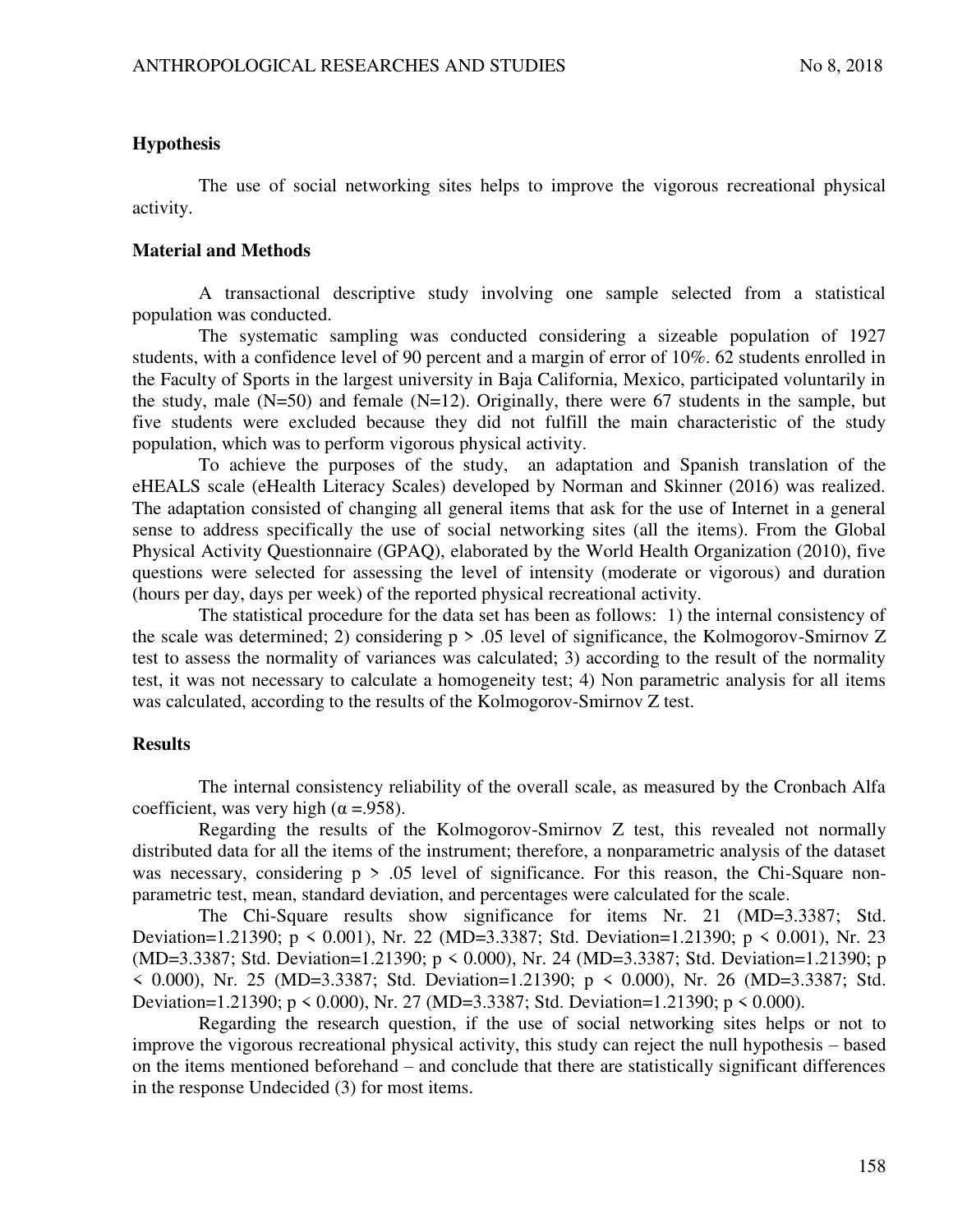## Hypothesis

The use of social networking sites helps to improve the vigorous recreational physical activity.

## Material and Methods

A transactional descriptive study involving one sample selected from a statistical population was conducted.

The systematic sampling was conducted considering a sizeable population of 1927 students, with a confidence level of 90 percent and a margin of error of 10%. 62 students enrolled in the Faculty of Sports in the largest university in Baja California, Mexico, participated voluntarily in the study, male (N=50) and female (N=12). Originally, there were 67 students in the sample, but five students were excluded because they did not fulfill the main characteristic of the study population, which was to perform vigorous physical activity.

To achieve the purposes of the study, an adaptation and Spanish translation of the eHEALS scale (eHealth Literacy Scales) developed by Norman and Skinner (2016) was realized. The adaptation consisted of changing all general items that ask for the use of Internet in a general sense to address specifically the use of social networking sites (all the items). From the Global Physical Activity Questionnaire (GPAQ), elaborated by the World Health Organization (2010), five questions were selected for assessing the level of intensity (moderate or vigorous) and duration (hours per day, days per week) of the reported physical recreational activity.

The statistical procedure for the data set has been as follows: 1) the internal consistency of the scale was determined; 2) considering $p > .05$ level of significance, the Kolmogorov-Smirnov Z test to assess the normality of variances was calculated; 3) according to the result of the normality test, it was not necessary to calculate a homogeneity test; 4) Non parametric analysis for all items was calculated, according to the results of the Kolmogorov-Smirnov Z test.

## Results

The internal consistency reliability of the overall scale, as measured by the Cronbach Alfa coefficient, was very high ($\alpha = .958$).

Regarding the results of the Kolmogorov-Smirnov Z test, this revealed not normally distributed data for all the items of the instrument; therefore, a nonparametric analysis of the dataset was necessary, considering $p > .05$ level of significance. For this reason, the Chi-Square non-parametric test, mean, standard deviation, and percentages were calculated for the scale.

The Chi-Square results show significance for items Nr. 21 (MD=3.3387; Std. Deviation=1.21390; $p < 0.001$), Nr. 22 (MD=3.3387; Std. Deviation=1.21390; $p < 0.001$), Nr. 23 (MD=3.3387; Std. Deviation=1.21390; $p < 0.000$), Nr. 24 (MD=3.3387; Std. Deviation=1.21390; $p < 0.000$), Nr. 25 (MD=3.3387; Std. Deviation=1.21390; $p < 0.000$), Nr. 26 (MD=3.3387; Std. Deviation=1.21390; $p < 0.000$), Nr. 27 (MD=3.3387; Std. Deviation=1.21390; $p < 0.000$).

Regarding the research question, if the use of social networking sites helps or not to improve the vigorous recreational physical activity, this study can reject the null hypothesis – based on the items mentioned beforehand – and conclude that there are statistically significant differences in the response Undecided (3) for most items.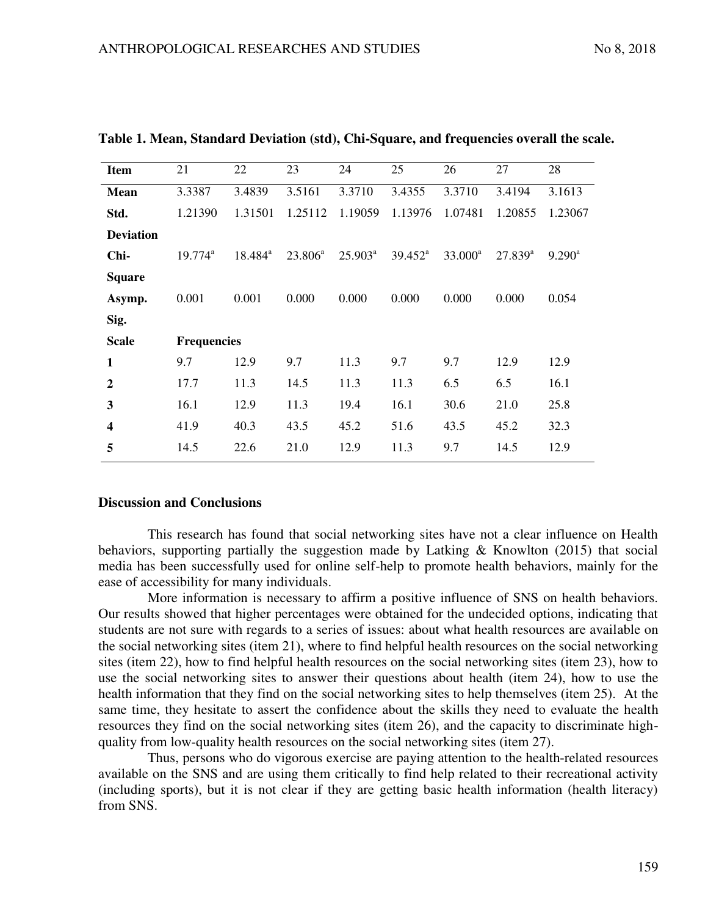**Table 1. Mean, Standard Deviation (std), Chi-Square, and frequencies overall the scale.**

| Item | 21 | 22 | 23 | 24 | 25 | 26 | 27 | 28 |
|---|---|---|---|---|---|---|---|---|
| **Mean** | 3.3387 | 3.4839 | 3.5161 | 3.3710 | 3.4355 | 3.3710 | 3.4194 | 3.1613 |
| **Std. Deviation** | 1.21390 | 1.31501 | 1.25112 | 1.19059 | 1.13976 | 1.07481 | 1.20855 | 1.23067 |
| **Chi-Square** | 19.774[a] | 18.484[a] | 23.806[a] | 25.903[a] | 39.452[a] | 33.000[a] | 27.839[a] | 9.290[a] |
| **Asymp. Sig.** | 0.001 | 0.001 | 0.000 | 0.000 | 0.000 | 0.000 | 0.000 | 0.054 |
| **Scale** | **Frequencies** | | | | | | | |
| **1** | 9.7 | 12.9 | 9.7 | 11.3 | 9.7 | 9.7 | 12.9 | 12.9 |
| **2** | 17.7 | 11.3 | 14.5 | 11.3 | 11.3 | 6.5 | 6.5 | 16.1 |
| **3** | 16.1 | 12.9 | 11.3 | 19.4 | 16.1 | 30.6 | 21.0 | 25.8 |
| **4** | 41.9 | 40.3 | 43.5 | 45.2 | 51.6 | 43.5 | 45.2 | 32.3 |
| **5** | 14.5 | 22.6 | 21.0 | 12.9 | 11.3 | 9.7 | 14.5 | 12.9 |

## Discussion and Conclusions

This research has found that social networking sites have not a clear influence on Health behaviors, supporting partially the suggestion made by Latking & Knowlton (2015) that social media has been successfully used for online self-help to promote health behaviors, mainly for the ease of accessibility for many individuals.

More information is necessary to affirm a positive influence of SNS on health behaviors. Our results showed that higher percentages were obtained for the undecided options, indicating that students are not sure with regards to a series of issues: about what health resources are available on the social networking sites (item 21), where to find helpful health resources on the social networking sites (item 22), how to find helpful health resources on the social networking sites (item 23), how to use the social networking sites to answer their questions about health (item 24), how to use the health information that they find on the social networking sites to help themselves (item 25). At the same time, they hesitate to assert the confidence about the skills they need to evaluate the health resources they find on the social networking sites (item 26), and the capacity to discriminate high-quality from low-quality health resources on the social networking sites (item 27).

Thus, persons who do vigorous exercise are paying attention to the health-related resources available on the SNS and are using them critically to find help related to their recreational activity (including sports), but it is not clear if they are getting basic health information (health literacy) from SNS.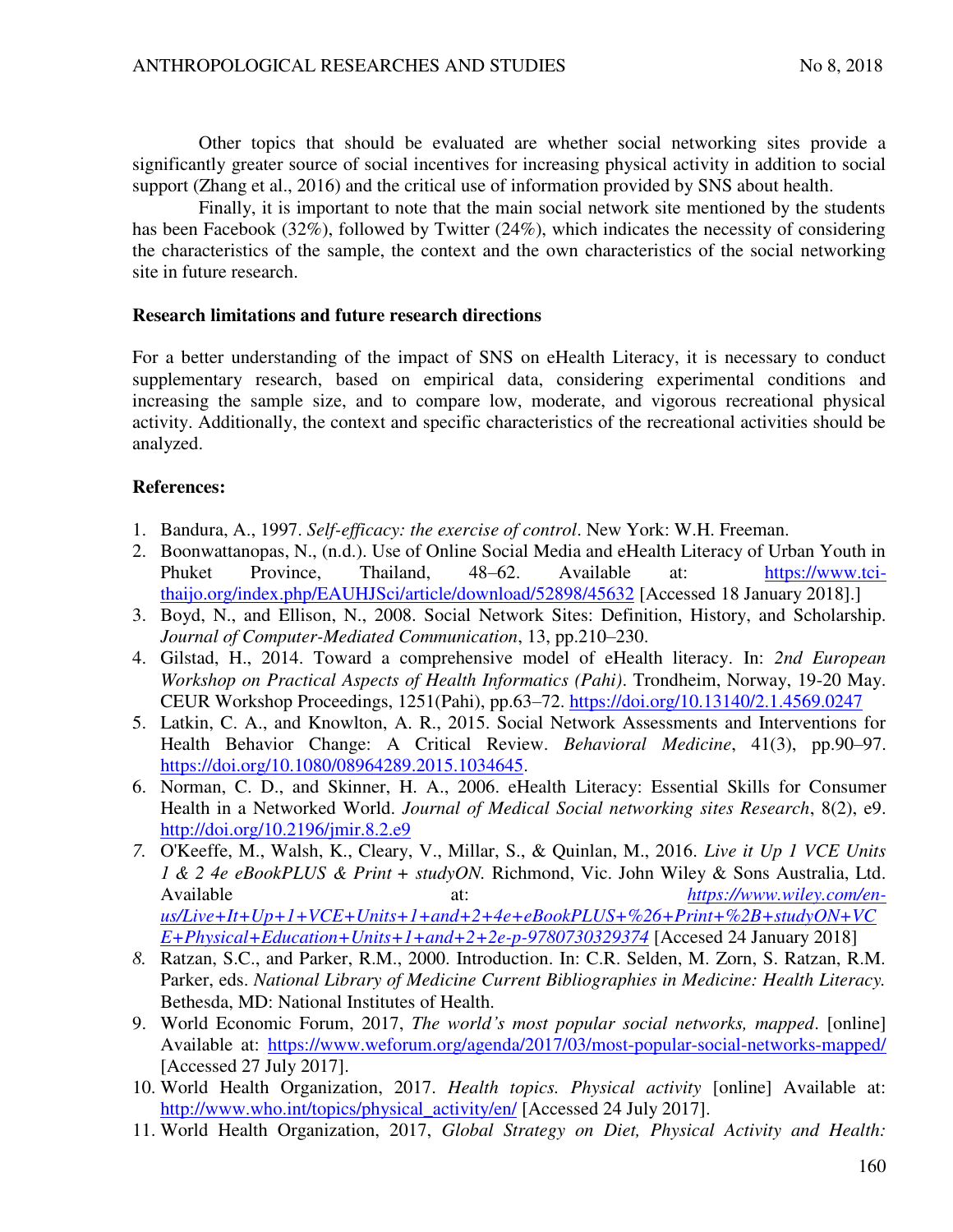Other topics that should be evaluated are whether social networking sites provide a significantly greater source of social incentives for increasing physical activity in addition to social support (Zhang et al., 2016) and the critical use of information provided by SNS about health.

Finally, it is important to note that the main social network site mentioned by the students has been Facebook (32%), followed by Twitter (24%), which indicates the necessity of considering the characteristics of the sample, the context and the own characteristics of the social networking site in future research.

**Research limitations and future research directions**

For a better understanding of the impact of SNS on eHealth Literacy, it is necessary to conduct supplementary research, based on empirical data, considering experimental conditions and increasing the sample size, and to compare low, moderate, and vigorous recreational physical activity. Additionally, the context and specific characteristics of the recreational activities should be analyzed.

**References:**

1. Bandura, A., 1997. *Self-efficacy: the exercise of control*. New York: W.H. Freeman.
2. Boonwattanopas, N., (n.d.). Use of Online Social Media and eHealth Literacy of Urban Youth in Phuket Province, Thailand, 48–62. Available at: https://www.tci-thaijo.org/index.php/EAUHJSci/article/download/52898/45632 [Accessed 18 January 2018].]
3. Boyd, N., and Ellison, N., 2008. Social Network Sites: Definition, History, and Scholarship. *Journal of Computer-Mediated Communication*, 13, pp.210–230.
4. Gilstad, H., 2014. Toward a comprehensive model of eHealth literacy. In: *2nd European Workshop on Practical Aspects of Health Informatics (Pahi)*. Trondheim, Norway, 19-20 May. CEUR Workshop Proceedings, 1251(Pahi), pp.63–72. https://doi.org/10.13140/2.1.4569.0247
5. Latkin, C. A., and Knowlton, A. R., 2015. Social Network Assessments and Interventions for Health Behavior Change: A Critical Review. *Behavioral Medicine*, 41(3), pp.90–97. https://doi.org/10.1080/08964289.2015.1034645.
6. Norman, C. D., and Skinner, H. A., 2006. eHealth Literacy: Essential Skills for Consumer Health in a Networked World. *Journal of Medical Social networking sites Research*, 8(2), e9. http://doi.org/10.2196/jmir.8.2.e9
7. O'Keeffe, M., Walsh, K., Cleary, V., Millar, S., & Quinlan, M., 2016. *Live it Up 1 VCE Units 1 & 2 4e eBookPLUS & Print + studyON.* Richmond, Vic. John Wiley & Sons Australia, Ltd. Available at: *https://www.wiley.com/en-us/Live+It+Up+1+VCE+Units+1+and+2+4e+eBookPLUS+%26+Print+%2B+studyON+VCE+Physical+Education+Units+1+and+2+2e-p-9780730329374* [Accesed 24 January 2018]
8. Ratzan, S.C., and Parker, R.M., 2000. Introduction. In: C.R. Selden, M. Zorn, S. Ratzan, R.M. Parker, eds. *National Library of Medicine Current Bibliographies in Medicine: Health Literacy.* Bethesda, MD: National Institutes of Health.
9. World Economic Forum, 2017, *The world's most popular social networks, mapped*. [online] Available at: https://www.weforum.org/agenda/2017/03/most-popular-social-networks-mapped/ [Accessed 27 July 2017].
10. World Health Organization, 2017. *Health topics. Physical activity* [online] Available at: http://www.who.int/topics/physical_activity/en/ [Accessed 24 July 2017].
11. World Health Organization, 2017, *Global Strategy on Diet, Physical Activity and Health:*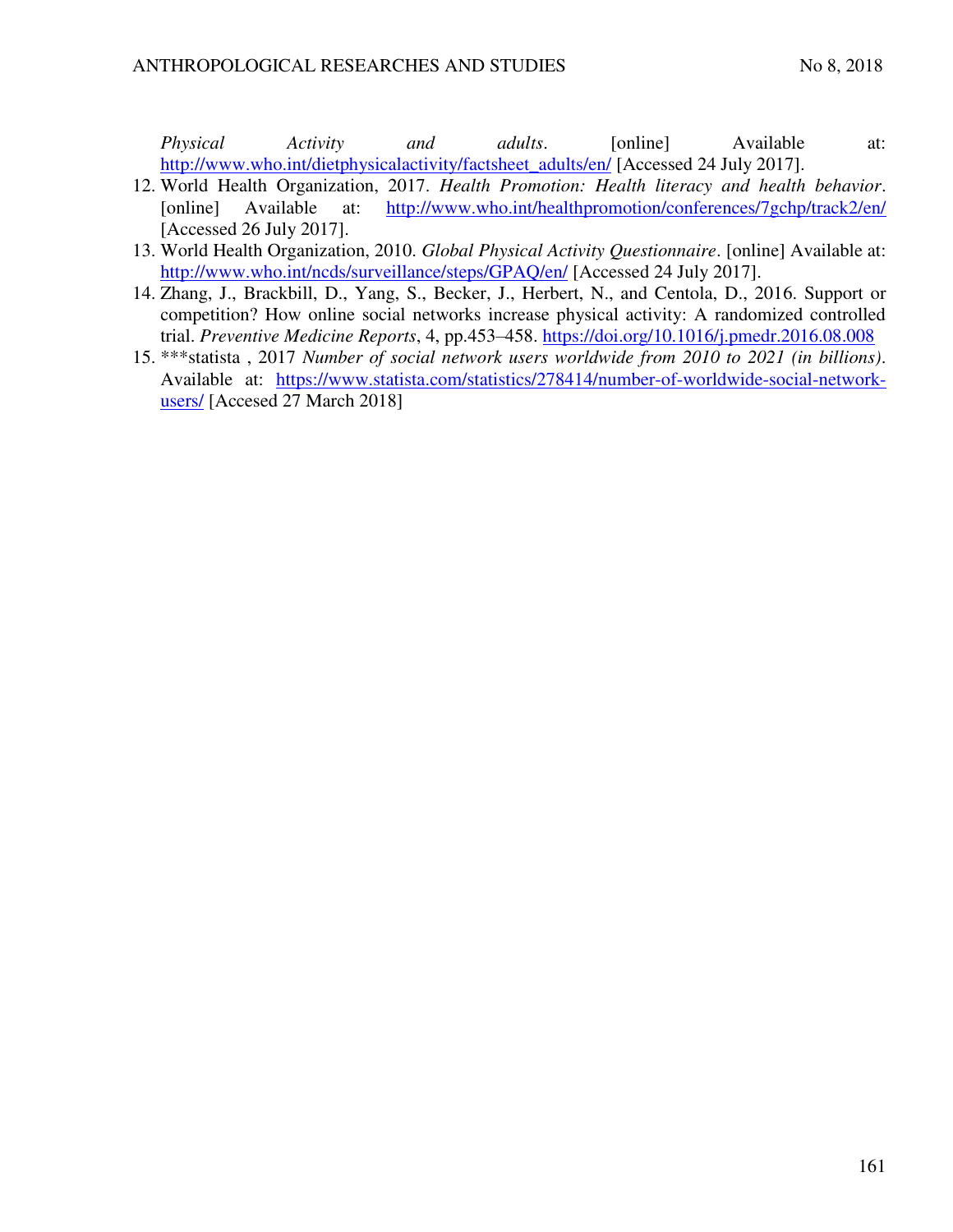*Physical Activity and adults*. [online] Available at: http://www.who.int/dietphysicalactivity/factsheet_adults/en/ [Accessed 24 July 2017].

12. World Health Organization, 2017. *Health Promotion: Health literacy and health behavior*. [online] Available at: http://www.who.int/healthpromotion/conferences/7gchp/track2/en/ [Accessed 26 July 2017].
13. World Health Organization, 2010. *Global Physical Activity Questionnaire*. [online] Available at: http://www.who.int/ncds/surveillance/steps/GPAQ/en/ [Accessed 24 July 2017].
14. Zhang, J., Brackbill, D., Yang, S., Becker, J., Herbert, N., and Centola, D., 2016. Support or competition? How online social networks increase physical activity: A randomized controlled trial. *Preventive Medicine Reports*, 4, pp.453–458. https://doi.org/10.1016/j.pmedr.2016.08.008
15. ***statista , 2017 *Number of social network users worldwide from 2010 to 2021 (in billions)*. Available at: https://www.statista.com/statistics/278414/number-of-worldwide-social-network-users/ [Accesed 27 March 2018]